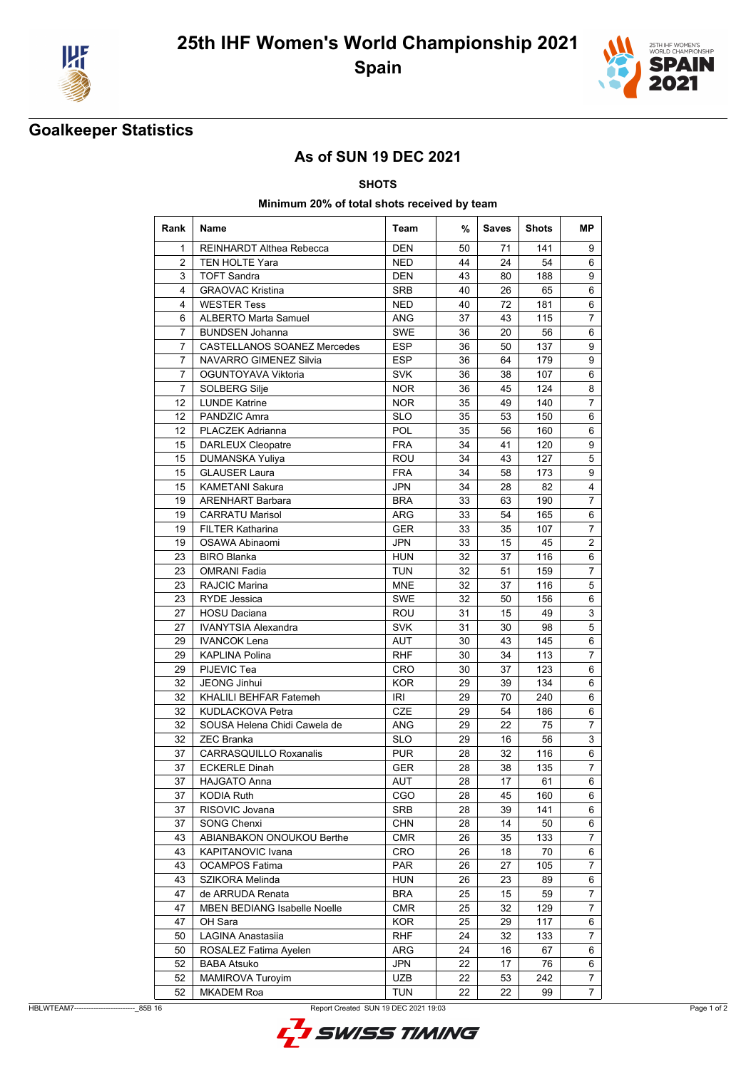# 25th IHF Women's World Championship 2021

## Spain

## Goalkeeper Statistics

### As of SUN 19 DEC 2021

**SHOTS**

**Minimum 20% of total shots received by team**

| Rank | Name | Team | % | Saves | Shots | MP |
|---|---|---|---|---|---|---|
| 1 | REINHARDT Althea Rebecca | DEN | 50 | 71 | 141 | 9 |
| 2 | TEN HOLTE Yara | NED | 44 | 24 | 54 | 6 |
| 3 | TOFT Sandra | DEN | 43 | 80 | 188 | 9 |
| 4 | GRAOVAC Kristina | SRB | 40 | 26 | 65 | 6 |
| 4 | WESTER Tess | NED | 40 | 72 | 181 | 6 |
| 6 | ALBERTO Marta Samuel | ANG | 37 | 43 | 115 | 7 |
| 7 | BUNDSEN Johanna | SWE | 36 | 20 | 56 | 6 |
| 7 | CASTELLANOS SOANEZ Mercedes | ESP | 36 | 50 | 137 | 9 |
| 7 | NAVARRO GIMENEZ Silvia | ESP | 36 | 64 | 179 | 9 |
| 7 | OGUNTOYAVA Viktoria | SVK | 36 | 38 | 107 | 6 |
| 7 | SOLBERG Silje | NOR | 36 | 45 | 124 | 8 |
| 12 | LUNDE Katrine | NOR | 35 | 49 | 140 | 7 |
| 12 | PANDZIC Amra | SLO | 35 | 53 | 150 | 6 |
| 12 | PLACZEK Adrianna | POL | 35 | 56 | 160 | 6 |
| 15 | DARLEUX Cleopatre | FRA | 34 | 41 | 120 | 9 |
| 15 | DUMANSKA Yuliya | ROU | 34 | 43 | 127 | 5 |
| 15 | GLAUSER Laura | FRA | 34 | 58 | 173 | 9 |
| 15 | KAMETANI Sakura | JPN | 34 | 28 | 82 | 4 |
| 19 | ARENHART Barbara | BRA | 33 | 63 | 190 | 7 |
| 19 | CARRATU Marisol | ARG | 33 | 54 | 165 | 6 |
| 19 | FILTER Katharina | GER | 33 | 35 | 107 | 7 |
| 19 | OSAWA Abinaomi | JPN | 33 | 15 | 45 | 2 |
| 23 | BIRO Blanka | HUN | 32 | 37 | 116 | 6 |
| 23 | OMRANI Fadia | TUN | 32 | 51 | 159 | 7 |
| 23 | RAJCIC Marina | MNE | 32 | 37 | 116 | 5 |
| 23 | RYDE Jessica | SWE | 32 | 50 | 156 | 6 |
| 27 | HOSU Daciana | ROU | 31 | 15 | 49 | 3 |
| 27 | IVANYTSIA Alexandra | SVK | 31 | 30 | 98 | 5 |
| 29 | IVANCOK Lena | AUT | 30 | 43 | 145 | 6 |
| 29 | KAPLINA Polina | RHF | 30 | 34 | 113 | 7 |
| 29 | PIJEVIC Tea | CRO | 30 | 37 | 123 | 6 |
| 32 | JEONG Jinhui | KOR | 29 | 39 | 134 | 6 |
| 32 | KHALILI BEHFAR Fatemeh | IRI | 29 | 70 | 240 | 6 |
| 32 | KUDLACKOVA Petra | CZE | 29 | 54 | 186 | 6 |
| 32 | SOUSA Helena Chidi Cawela de | ANG | 29 | 22 | 75 | 7 |
| 32 | ZEC Branka | SLO | 29 | 16 | 56 | 3 |
| 37 | CARRASQUILLO Roxanalis | PUR | 28 | 32 | 116 | 6 |
| 37 | ECKERLE Dinah | GER | 28 | 38 | 135 | 7 |
| 37 | HAJGATO Anna | AUT | 28 | 17 | 61 | 6 |
| 37 | KODIA Ruth | CGO | 28 | 45 | 160 | 6 |
| 37 | RISOVIC Jovana | SRB | 28 | 39 | 141 | 6 |
| 37 | SONG Chenxi | CHN | 28 | 14 | 50 | 6 |
| 43 | ABIANBAKON ONOUKOU Berthe | CMR | 26 | 35 | 133 | 7 |
| 43 | KAPITANOVIC Ivana | CRO | 26 | 18 | 70 | 6 |
| 43 | OCAMPOS Fatima | PAR | 26 | 27 | 105 | 7 |
| 43 | SZIKORA Melinda | HUN | 26 | 23 | 89 | 6 |
| 47 | de ARRUDA Renata | BRA | 25 | 15 | 59 | 7 |
| 47 | MBEN BEDIANG Isabelle Noelle | CMR | 25 | 32 | 129 | 7 |
| 47 | OH Sara | KOR | 25 | 29 | 117 | 6 |
| 50 | LAGINA Anastasiia | RHF | 24 | 32 | 133 | 7 |
| 50 | ROSALEZ Fatima Ayelen | ARG | 24 | 16 | 67 | 6 |
| 52 | BABA Atsuko | JPN | 22 | 17 | 76 | 6 |
| 52 | MAMIROVA Turoyim | UZB | 22 | 53 | 242 | 7 |
| 52 | MKADEM Roa | TUN | 22 | 22 | 99 | 7 |

HBLWTEAM7-------------------------_85B 16 Report Created SUN 19 DEC 2021 19:03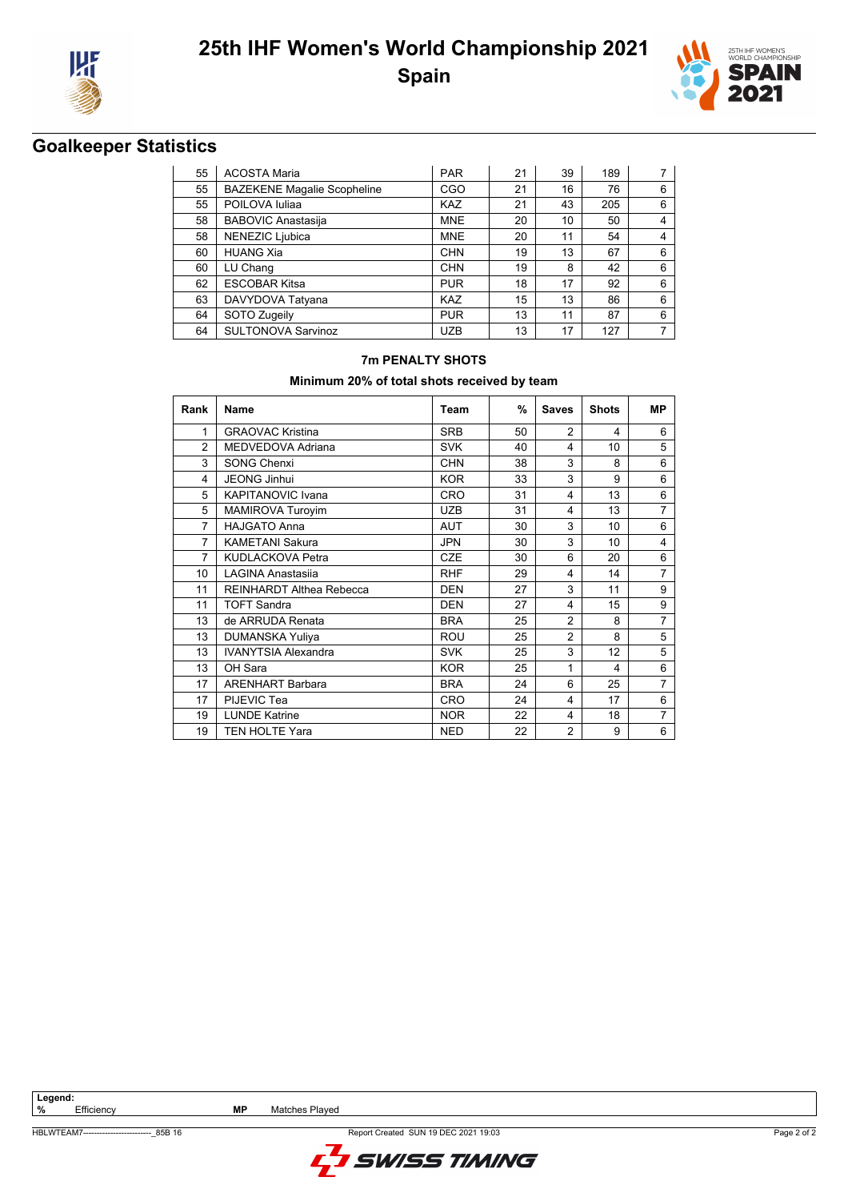## Goalkeeper Statistics

| | | | | | | |
|---|---|---|---|---|---|---|
| 55 | ACOSTA Maria | PAR | 21 | 39 | 189 | 7 |
| 55 | BAZEKENE Magalie Scopheline | CGO | 21 | 16 | 76 | 6 |
| 55 | POILOVA Iuliaa | KAZ | 21 | 43 | 205 | 6 |
| 58 | BABOVIC Anastasija | MNE | 20 | 10 | 50 | 4 |
| 58 | NENEZIC Ljubica | MNE | 20 | 11 | 54 | 4 |
| 60 | HUANG Xia | CHN | 19 | 13 | 67 | 6 |
| 60 | LU Chang | CHN | 19 | 8 | 42 | 6 |
| 62 | ESCOBAR Kitsa | PUR | 18 | 17 | 92 | 6 |
| 63 | DAVYDOVA Tatyana | KAZ | 15 | 13 | 86 | 6 |
| 64 | SOTO Zugeily | PUR | 13 | 11 | 87 | 6 |
| 64 | SULTONOVA Sarvinoz | UZB | 13 | 17 | 127 | 7 |

### 7m PENALTY SHOTS

**Minimum 20% of total shots received by team**

| Rank | Name | Team | % | Saves | Shots | MP |
|---|---|---|---|---|---|---|
| 1 | GRAOVAC Kristina | SRB | 50 | 2 | 4 | 6 |
| 2 | MEDVEDOVA Adriana | SVK | 40 | 4 | 10 | 5 |
| 3 | SONG Chenxi | CHN | 38 | 3 | 8 | 6 |
| 4 | JEONG Jinhui | KOR | 33 | 3 | 9 | 6 |
| 5 | KAPITANOVIC Ivana | CRO | 31 | 4 | 13 | 6 |
| 5 | MAMIROVA Turoyim | UZB | 31 | 4 | 13 | 7 |
| 7 | HAJGATO Anna | AUT | 30 | 3 | 10 | 6 |
| 7 | KAMETANI Sakura | JPN | 30 | 3 | 10 | 4 |
| 7 | KUDLACKOVA Petra | CZE | 30 | 6 | 20 | 6 |
| 10 | LAGINA Anastasiia | RHF | 29 | 4 | 14 | 7 |
| 11 | REINHARDT Althea Rebecca | DEN | 27 | 3 | 11 | 9 |
| 11 | TOFT Sandra | DEN | 27 | 4 | 15 | 9 |
| 13 | de ARRUDA Renata | BRA | 25 | 2 | 8 | 7 |
| 13 | DUMANSKA Yuliya | ROU | 25 | 2 | 8 | 5 |
| 13 | IVANYTSIA Alexandra | SVK | 25 | 3 | 12 | 5 |
| 13 | OH Sara | KOR | 25 | 1 | 4 | 6 |
| 17 | ARENHART Barbara | BRA | 24 | 6 | 25 | 7 |
| 17 | PIJEVIC Tea | CRO | 24 | 4 | 17 | 6 |
| 19 | LUNDE Katrine | NOR | 22 | 4 | 18 | 7 |
| 19 | TEN HOLTE Yara | NED | 22 | 2 | 9 | 6 |

**Legend:**

| | | | |
|---|---|---|---|
| % | Efficiency | MP | Matches Played |

HBLWTEAM7-------------------------_85B 16 Report Created SUN 19 DEC 2021 19:03